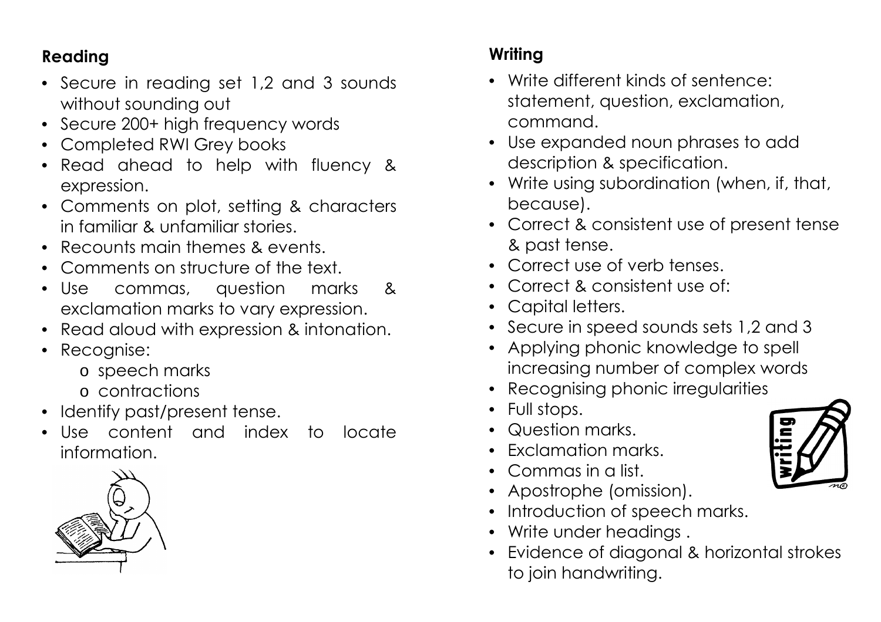## Reading

- Secure in reading set 1,2 and 3 sounds without sounding out
- Secure 200+ high frequency words
- Completed RWI Grey books
- Read ahead to help with fluency & expression.
- Comments on plot, setting & characters in familiar & unfamiliar stories.
- Recounts main themes & events.
- Comments on structure of the text.
- Use commas, question marks & exclamation marks to vary expression.
- Read aloud with expression & intonation.
- Recognise:
  - speech marks
  - contractions
- Identify past/present tense.
- Use content and index to locate information.

## Writing

- Write different kinds of sentence: statement, question, exclamation, command.
- Use expanded noun phrases to add description & specification.
- Write using subordination (when, if, that, because).
- Correct & consistent use of present tense & past tense.
- Correct use of verb tenses.
- Correct & consistent use of:
- Capital letters.
- Secure in speed sounds sets 1,2 and 3
- Applying phonic knowledge to spell increasing number of complex words
- Recognising phonic irregularities
- Full stops.
- Question marks.
- Exclamation marks.
- Commas in a list.
- Apostrophe (omission).
- Introduction of speech marks.
- Write under headings .
- Evidence of diagonal & horizontal strokes to join handwriting.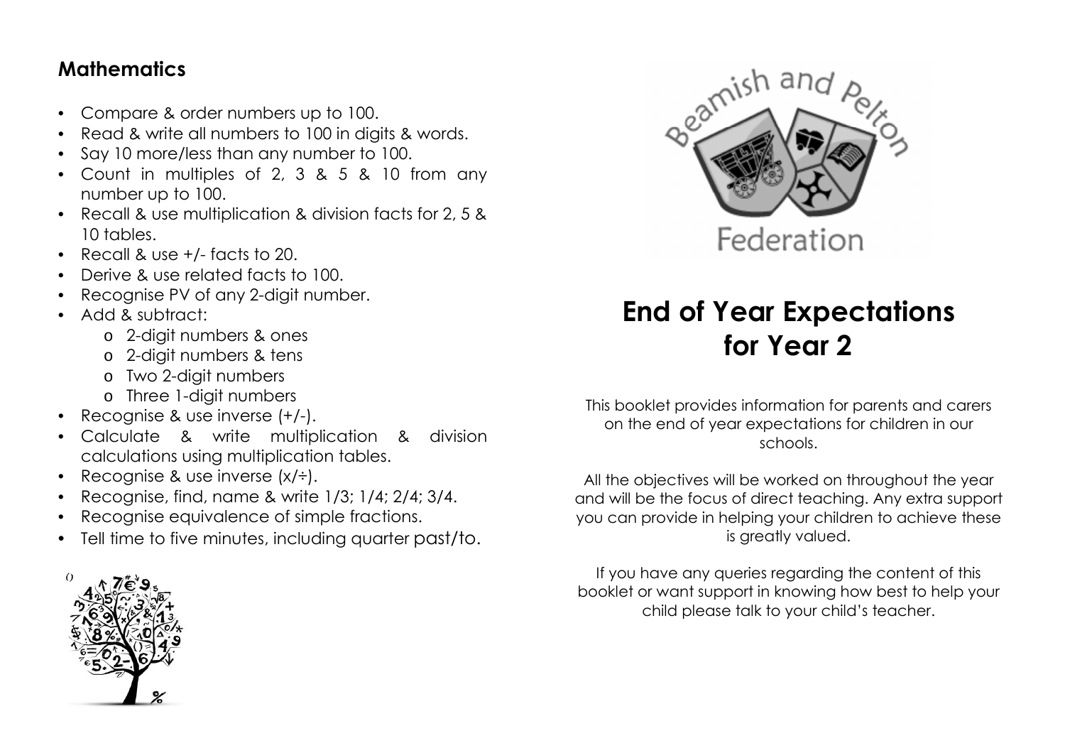## Mathematics

- Compare & order numbers up to 100.
- Read & write all numbers to 100 in digits & words.
- Say 10 more/less than any number to 100.
- Count in multiples of 2, 3 & 5 & 10 from any number up to 100.
- Recall & use multiplication & division facts for 2, 5 & 10 tables.
- Recall & use +/- facts to 20.
- Derive & use related facts to 100.
- Recognise PV of any 2-digit number.
- Add & subtract:
  - 2-digit numbers & ones
  - 2-digit numbers & tens
  - Two 2-digit numbers
  - Three 1-digit numbers
- Recognise & use inverse (+/-).
- Calculate & write multiplication & division calculations using multiplication tables.
- Recognise & use inverse (x/÷).
- Recognise, find, name & write 1/3; 1/4; 2/4; 3/4.
- Recognise equivalence of simple fractions.
- Tell time to five minutes, including quarter past/to.

Beamish and Pelton Federation

# End of Year Expectations for Year 2

This booklet provides information for parents and carers on the end of year expectations for children in our schools.

All the objectives will be worked on throughout the year and will be the focus of direct teaching. Any extra support you can provide in helping your children to achieve these is greatly valued.

If you have any queries regarding the content of this booklet or want support in knowing how best to help your child please talk to your child's teacher.